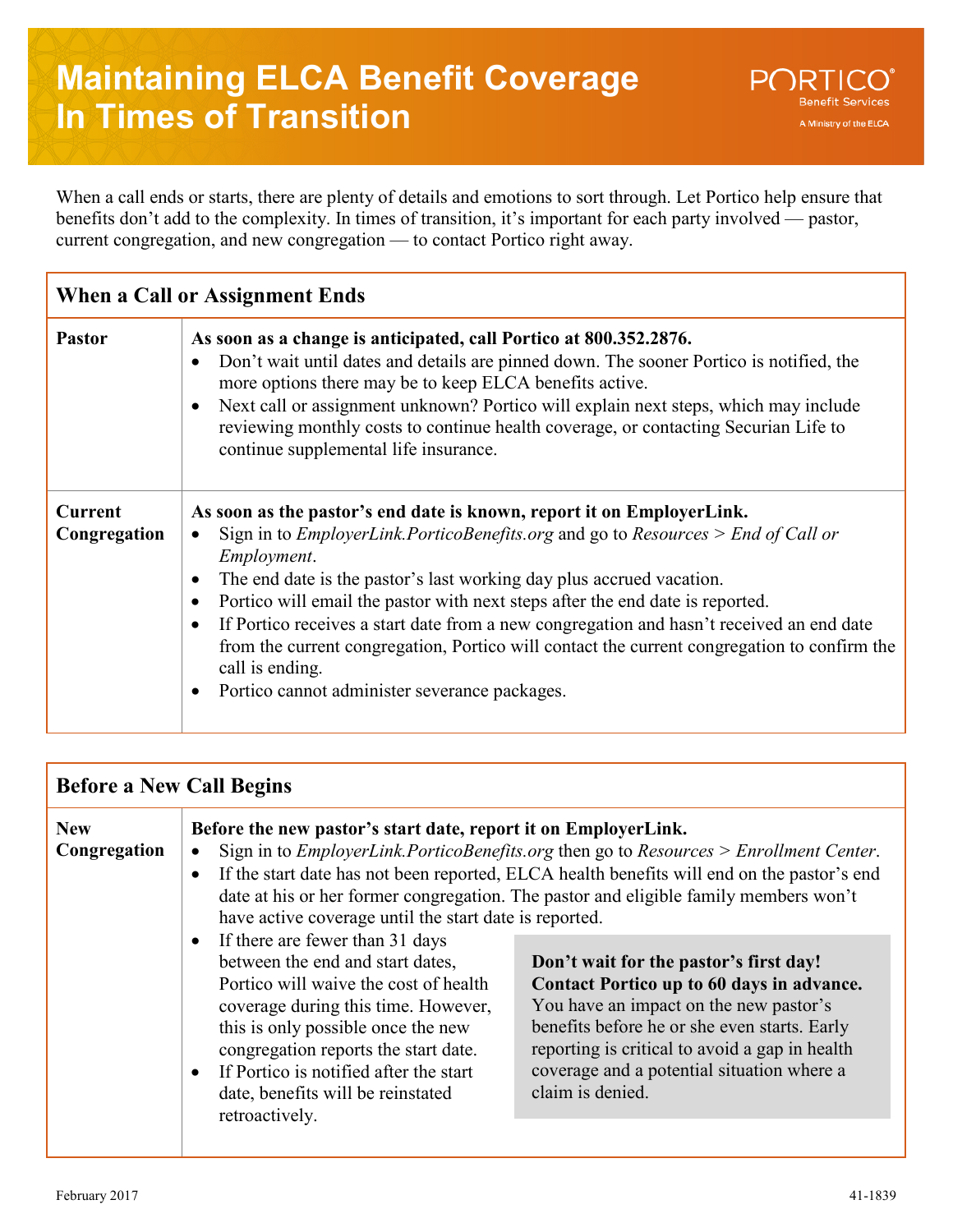# Maintaining ELCA Benefit Coverage In Times of Transition

PORTICO Benefit Services
A Ministry of the ELCA

When a call ends or starts, there are plenty of details and emotions to sort through. Let Portico help ensure that benefits don't add to the complexity. In times of transition, it's important for each party involved — pastor, current congregation, and new congregation — to contact Portico right away.

## When a Call or Assignment Ends

### Pastor

**As soon as a change is anticipated, call Portico at 800.352.2876.**

- Don't wait until dates and details are pinned down. The sooner Portico is notified, the more options there may be to keep ELCA benefits active.
- Next call or assignment unknown? Portico will explain next steps, which may include reviewing monthly costs to continue health coverage, or contacting Securian Life to continue supplemental life insurance.

### Current Congregation

**As soon as the pastor's end date is known, report it on EmployerLink.**

- Sign in to *EmployerLink.PorticoBenefits.org* and go to *Resources > End of Call or Employment*.
- The end date is the pastor's last working day plus accrued vacation.
- Portico will email the pastor with next steps after the end date is reported.
- If Portico receives a start date from a new congregation and hasn't received an end date from the current congregation, Portico will contact the current congregation to confirm the call is ending.
- Portico cannot administer severance packages.

## Before a New Call Begins

### New Congregation

**Before the new pastor's start date, report it on EmployerLink.**

- Sign in to *EmployerLink.PorticoBenefits.org* then go to *Resources > Enrollment Center*.
- If the start date has not been reported, ELCA health benefits will end on the pastor's end date at his or her former congregation. The pastor and eligible family members won't have active coverage until the start date is reported.
- If there are fewer than 31 days between the end and start dates, Portico will waive the cost of health coverage during this time. However, this is only possible once the new congregation reports the start date.
- If Portico is notified after the start date, benefits will be reinstated retroactively.

**Don't wait for the pastor's first day! Contact Portico up to 60 days in advance.** You have an impact on the new pastor's benefits before he or she even starts. Early reporting is critical to avoid a gap in health coverage and a potential situation where a claim is denied.

February 2017 41-1839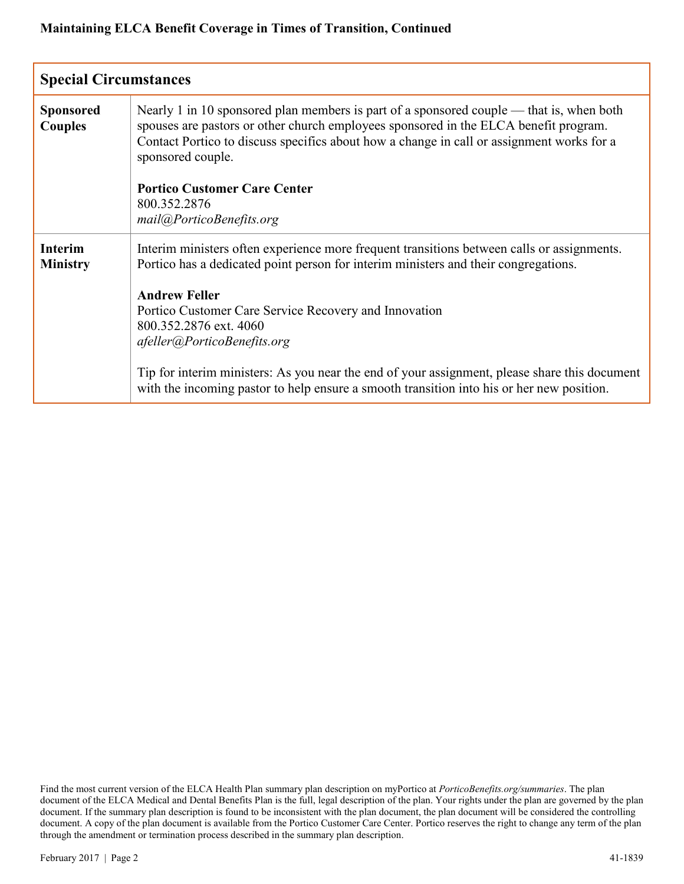**Maintaining ELCA Benefit Coverage in Times of Transition, Continued**

| Special Circumstances | |
|---|---|
| **Sponsored Couples** | Nearly 1 in 10 sponsored plan members is part of a sponsored couple — that is, when both spouses are pastors or other church employees sponsored in the ELCA benefit program. Contact Portico to discuss specifics about how a change in call or assignment works for a sponsored couple.<br><br>**Portico Customer Care Center**<br>800.352.2876<br>*mail@PorticoBenefits.org* |
| **Interim Ministry** | Interim ministers often experience more frequent transitions between calls or assignments. Portico has a dedicated point person for interim ministers and their congregations.<br><br>**Andrew Feller**<br>Portico Customer Care Service Recovery and Innovation<br>800.352.2876 ext. 4060<br>*afeller@PorticoBenefits.org*<br><br>Tip for interim ministers: As you near the end of your assignment, please share this document with the incoming pastor to help ensure a smooth transition into his or her new position. |

Find the most current version of the ELCA Health Plan summary plan description on myPortico at *PorticoBenefits.org/summaries*. The plan document of the ELCA Medical and Dental Benefits Plan is the full, legal description of the plan. Your rights under the plan are governed by the plan document. If the summary plan description is found to be inconsistent with the plan document, the plan document will be considered the controlling document. A copy of the plan document is available from the Portico Customer Care Center. Portico reserves the right to change any term of the plan through the amendment or termination process described in the summary plan description.

February 2017 | Page 2 41-1839